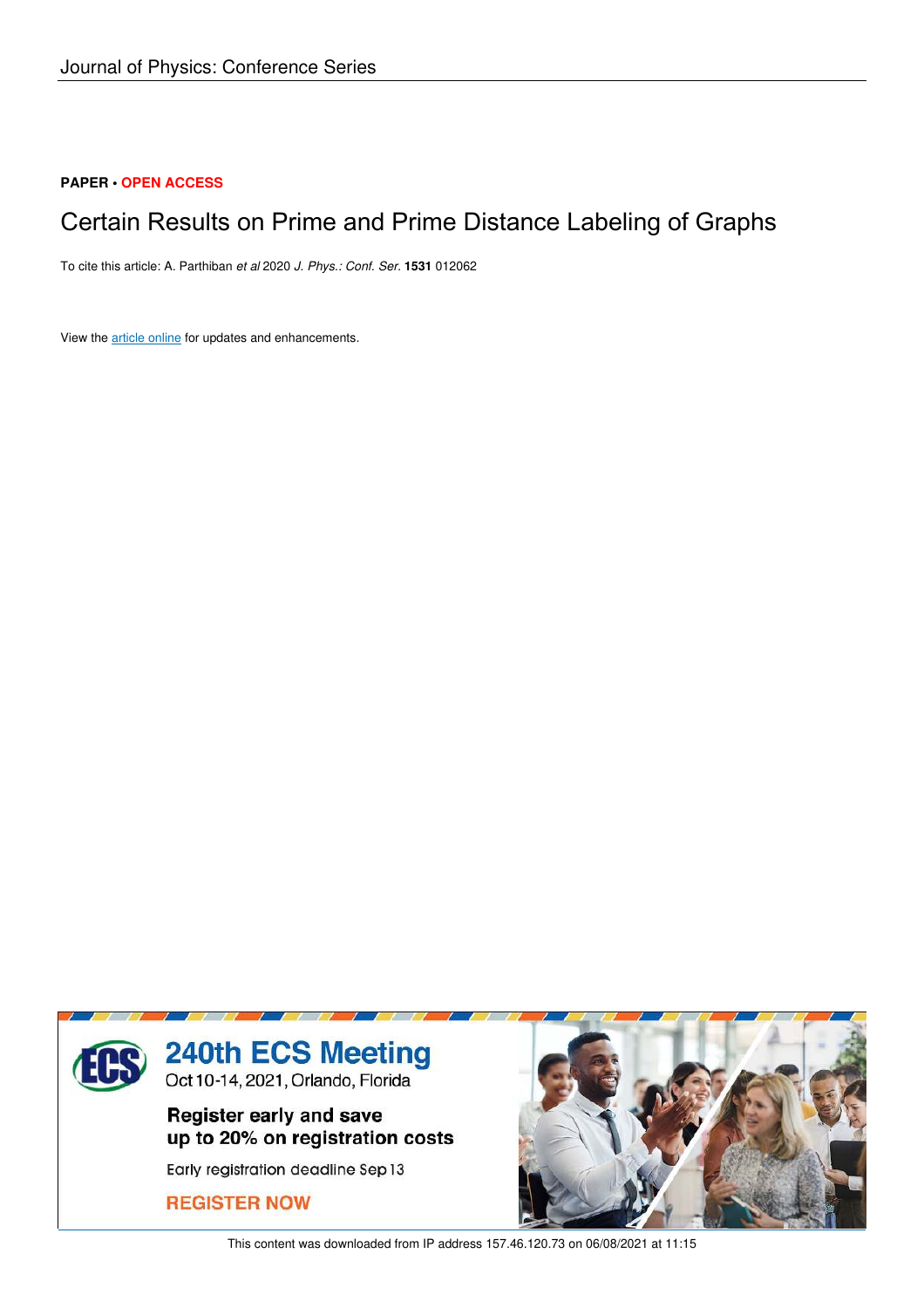Journal of Physics: Conference Series

**PAPER** • **OPEN ACCESS**

# Certain Results on Prime and Prime Distance Labeling of Graphs

To cite this article: A. Parthiban *et al* 2020 *J. Phys.: Conf. Ser.* **1531** 012062

View the article online for updates and enhancements.

240th ECS Meeting

Oct 10-14, 2021, Orlando, Florida

Register early and save up to 20% on registration costs

Early registration deadline Sep 13

REGISTER NOW

This content was downloaded from IP address 157.46.120.73 on 06/08/2021 at 11:15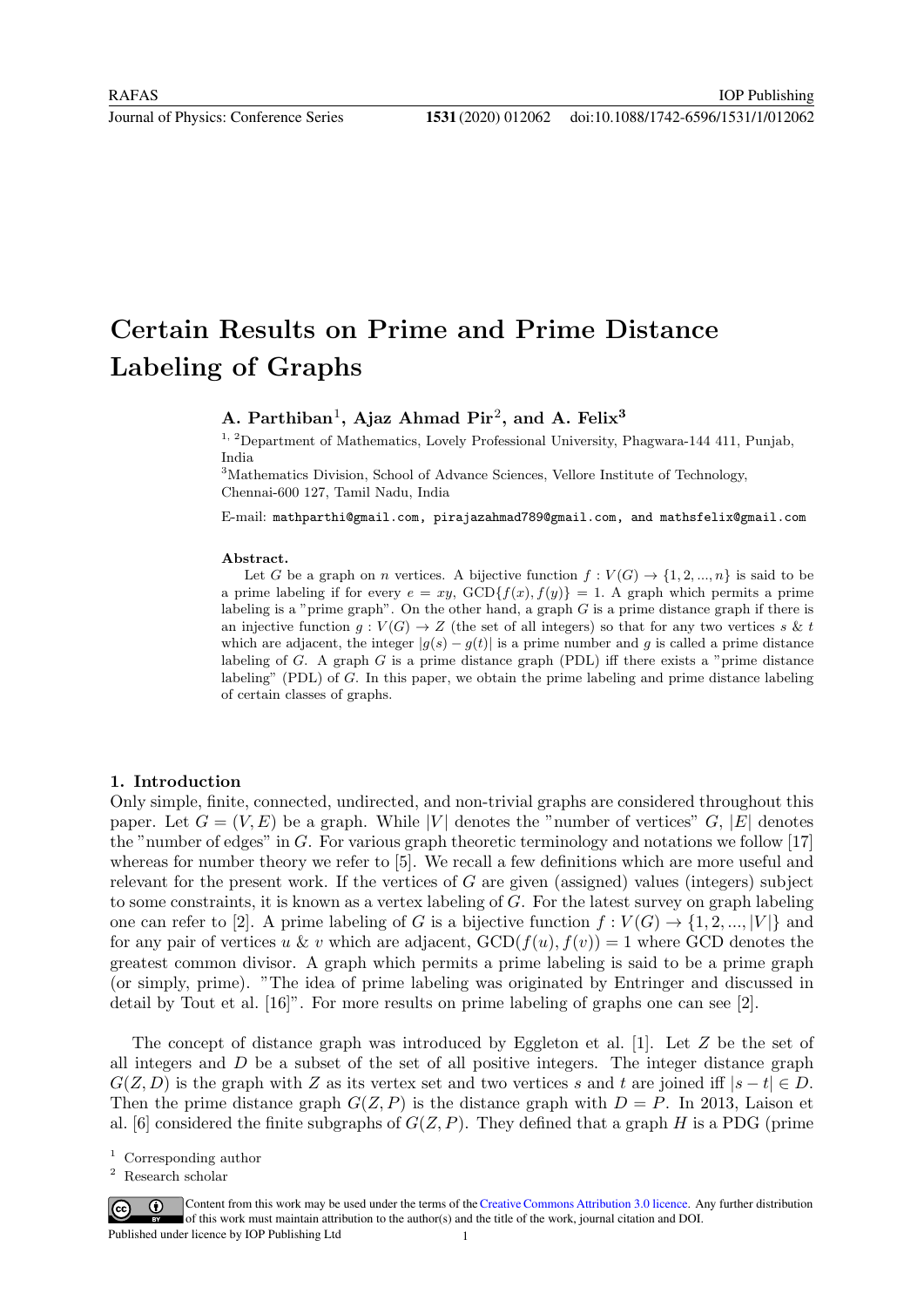# Certain Results on Prime and Prime Distance Labeling of Graphs

**A. Parthiban[1], Ajaz Ahmad Pir[2], and A. Felix[3]**

[1, 2]Department of Mathematics, Lovely Professional University, Phagwara-144 411, Punjab, India

[3]Mathematics Division, School of Advance Sciences, Vellore Institute of Technology, Chennai-600 127, Tamil Nadu, India

E-mail: mathparthi@gmail.com, pirajazahmad789@gmail.com, and mathsfelix@gmail.com

**Abstract.** Let $G$ be a graph on $n$ vertices. A bijective function $f : V(G) \to \{1, 2, ..., n\}$ is said to be a prime labeling if for every $e = xy$, $\text{GCD}\{f(x), f(y)\} = 1$. A graph which permits a prime labeling is a "prime graph". On the other hand, a graph $G$ is a prime distance graph if there is an injective function $g : V(G) \to Z$ (the set of all integers) so that for any two vertices $s$ & $t$ which are adjacent, the integer $|g(s) - g(t)|$ is a prime number and $g$ is called a prime distance labeling of $G$. A graph $G$ is a prime distance graph (PDL) iff there exists a "prime distance labeling" (PDL) of $G$. In this paper, we obtain the prime labeling and prime distance labeling of certain classes of graphs.

## 1. Introduction

Only simple, finite, connected, undirected, and non-trivial graphs are considered throughout this paper. Let $G = (V, E)$ be a graph. While $|V|$ denotes the "number of vertices" $G$, $|E|$ denotes the "number of edges" in $G$. For various graph theoretic terminology and notations we follow [17] whereas for number theory we refer to [5]. We recall a few definitions which are more useful and relevant for the present work. If the vertices of $G$ are given (assigned) values (integers) subject to some constraints, it is known as a vertex labeling of $G$. For the latest survey on graph labeling one can refer to [2]. A prime labeling of $G$ is a bijective function $f : V(G) \to \{1, 2, ..., |V|\}$ and for any pair of vertices $u$ & $v$ which are adjacent, $\text{GCD}(f(u), f(v)) = 1$ where GCD denotes the greatest common divisor. A graph which permits a prime labeling is said to be a prime graph (or simply, prime). "The idea of prime labeling was originated by Entringer and discussed in detail by Tout et al. [16]". For more results on prime labeling of graphs one can see [2].

The concept of distance graph was introduced by Eggleton et al. [1]. Let $Z$ be the set of all integers and $D$ be a subset of the set of all positive integers. The integer distance graph $G(Z, D)$ is the graph with $Z$ as its vertex set and two vertices $s$ and $t$ are joined iff $|s - t| \in D$. Then the prime distance graph $G(Z, P)$ is the distance graph with $D = P$. In 2013, Laison et al. [6] considered the finite subgraphs of $G(Z, P)$. They defined that a graph $H$ is a PDG (prime

[1] Corresponding author

[2] Research scholar

Content from this work may be used under the terms of the Creative Commons Attribution 3.0 licence. Any further distribution of this work must maintain attribution to the author(s) and the title of the work, journal citation and DOI.

Published under licence by IOP Publishing Ltd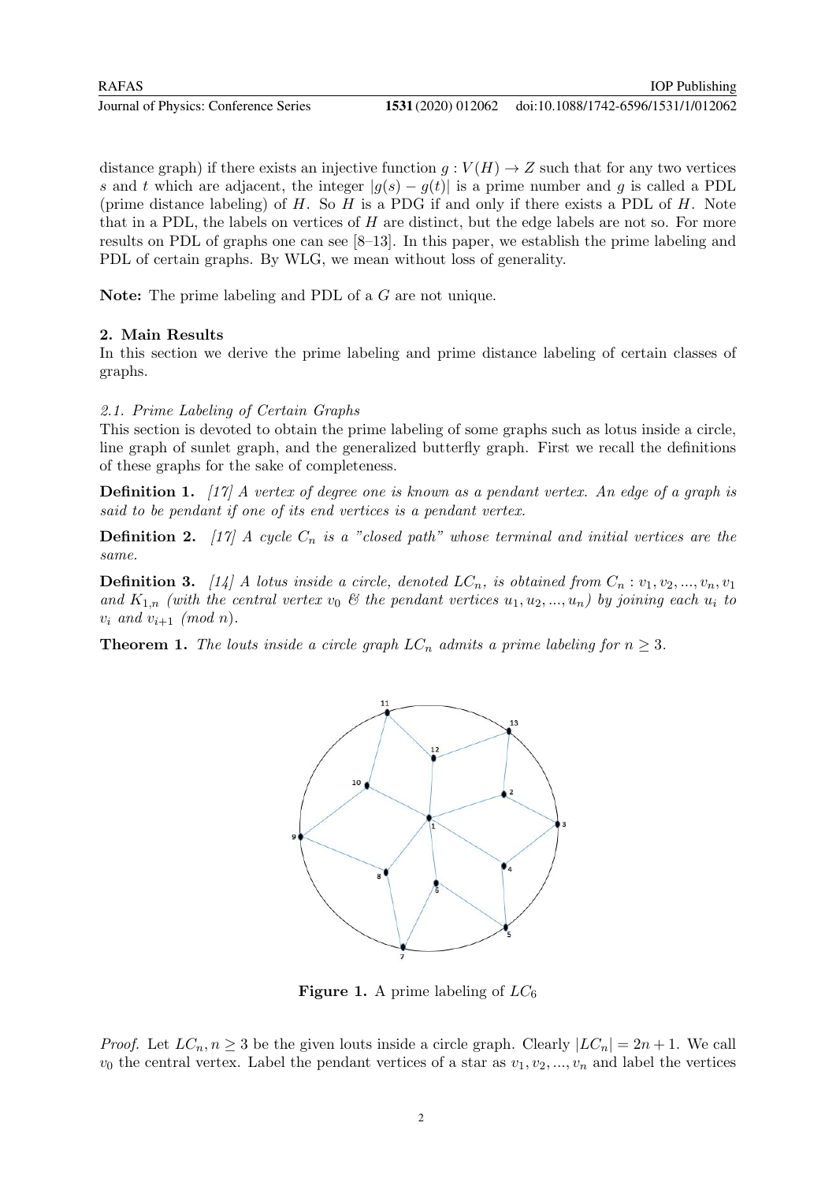distance graph) if there exists an injective function $g : V(H) \to Z$ such that for any two vertices $s$ and $t$ which are adjacent, the integer $|g(s) - g(t)|$ is a prime number and $g$ is called a PDL (prime distance labeling) of $H$. So $H$ is a PDG if and only if there exists a PDL of $H$. Note that in a PDL, the labels on vertices of $H$ are distinct, but the edge labels are not so. For more results on PDL of graphs one can see [8–13]. In this paper, we establish the prime labeling and PDL of certain graphs. By WLG, we mean without loss of generality.

**Note:** The prime labeling and PDL of a $G$ are not unique.

## 2. Main Results

In this section we derive the prime labeling and prime distance labeling of certain classes of graphs.

### *2.1. Prime Labeling of Certain Graphs*

This section is devoted to obtain the prime labeling of some graphs such as lotus inside a circle, line graph of sunlet graph, and the generalized butterfly graph. First we recall the definitions of these graphs for the sake of completeness.

**Definition 1.** *[17] A vertex of degree one is known as a pendant vertex. An edge of a graph is said to be pendant if one of its end vertices is a pendant vertex.*

**Definition 2.** *[17] A cycle $C_n$ is a "closed path" whose terminal and initial vertices are the same.*

**Definition 3.** *[14] A lotus inside a circle, denoted $LC_n$, is obtained from $C_n : v_1, v_2, ..., v_n, v_1$ and $K_{1,n}$ (with the central vertex $v_0$ & the pendant vertices $u_1, u_2, ..., u_n$) by joining each $u_i$ to $v_i$ and $v_{i+1}$ (mod $n$).*

**Theorem 1.** *The louts inside a circle graph $LC_n$ admits a prime labeling for $n \geq 3$.*

**Figure 1.** A prime labeling of $LC_6$

*Proof.* Let $LC_n, n \geq 3$ be the given louts inside a circle graph. Clearly $|LC_n| = 2n + 1$. We call $v_0$ the central vertex. Label the pendant vertices of a star as $v_1, v_2, ..., v_n$ and label the vertices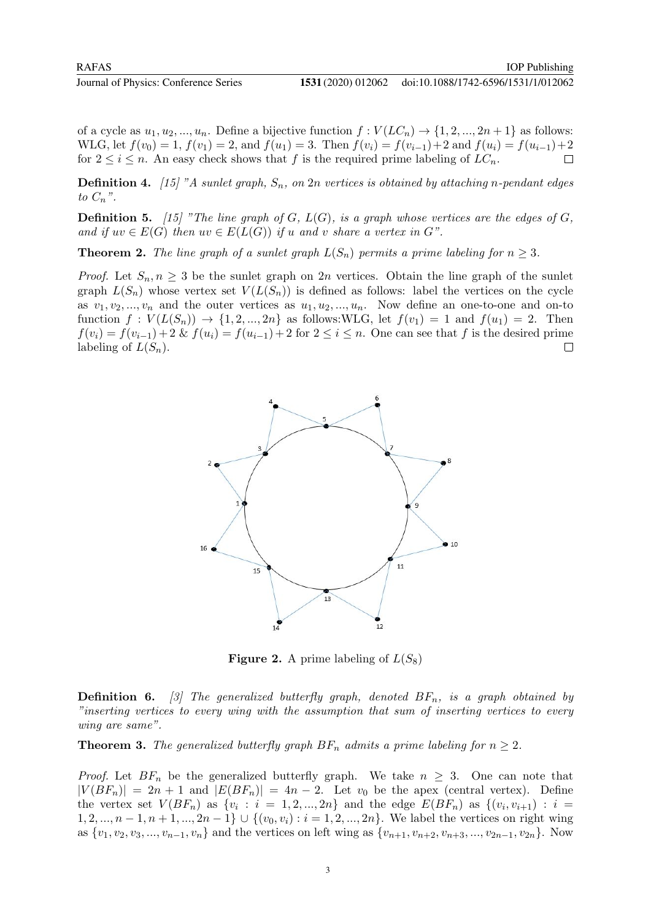of a cycle as $u_1, u_2, ..., u_n$. Define a bijective function $f : V(LC_n) \to \{1, 2, ..., 2n+1\}$ as follows: WLG, let $f(v_0) = 1$, $f(v_1) = 2$, and $f(u_1) = 3$. Then $f(v_i) = f(v_{i-1})+2$ and $f(u_i) = f(u_{i-1})+2$ for $2 \leq i \leq n$. An easy check shows that $f$ is the required prime labeling of $LC_n$. □

**Definition 4.** *[15] "A sunlet graph, $S_n$, on $2n$ vertices is obtained by attaching $n$-pendant edges to $C_n$".*

**Definition 5.** *[15] "The line graph of $G$, $L(G)$, is a graph whose vertices are the edges of $G$, and if $uv \in E(G)$ then $uv \in E(L(G))$ if $u$ and $v$ share a vertex in $G$".*

**Theorem 2.** *The line graph of a sunlet graph $L(S_n)$ permits a prime labeling for $n \geq 3$.*

*Proof.* Let $S_n, n \geq 3$ be the sunlet graph on $2n$ vertices. Obtain the line graph of the sunlet graph $L(S_n)$ whose vertex set $V(L(S_n))$ is defined as follows: label the vertices on the cycle as $v_1, v_2, ..., v_n$ and the outer vertices as $u_1, u_2, ..., u_n$. Now define an one-to-one and on-to function $f : V(L(S_n)) \to \{1, 2, ..., 2n\}$ as follows:WLG, let $f(v_1) = 1$ and $f(u_1) = 2$. Then $f(v_i) = f(v_{i-1})+2$ & $f(u_i) = f(u_{i-1})+2$ for $2 \leq i \leq n$. One can see that $f$ is the desired prime labeling of $L(S_n)$. □

**Figure 2.** A prime labeling of $L(S_8)$

**Definition 6.** *[3] The generalized butterfly graph, denoted $BF_n$, is a graph obtained by "inserting vertices to every wing with the assumption that sum of inserting vertices to every wing are same".*

**Theorem 3.** *The generalized butterfly graph $BF_n$ admits a prime labeling for $n \geq 2$.*

*Proof.* Let $BF_n$ be the generalized butterfly graph. We take $n \geq 3$. One can note that $|V(BF_n)| = 2n+1$ and $|E(BF_n)| = 4n-2$. Let $v_0$ be the apex (central vertex). Define the vertex set $V(BF_n)$ as $\{v_i : i = 1, 2, ..., 2n\}$ and the edge $E(BF_n)$ as $\{(v_i, v_{i+1}) : i = 1, 2, ..., n-1, n+1, ..., 2n-1\} \cup \{(v_0, v_i) : i = 1, 2, ..., 2n\}$. We label the vertices on right wing as $\{v_1, v_2, v_3, ..., v_{n-1}, v_n\}$ and the vertices on left wing as $\{v_{n+1}, v_{n+2}, v_{n+3}, ..., v_{2n-1}, v_{2n}\}$. Now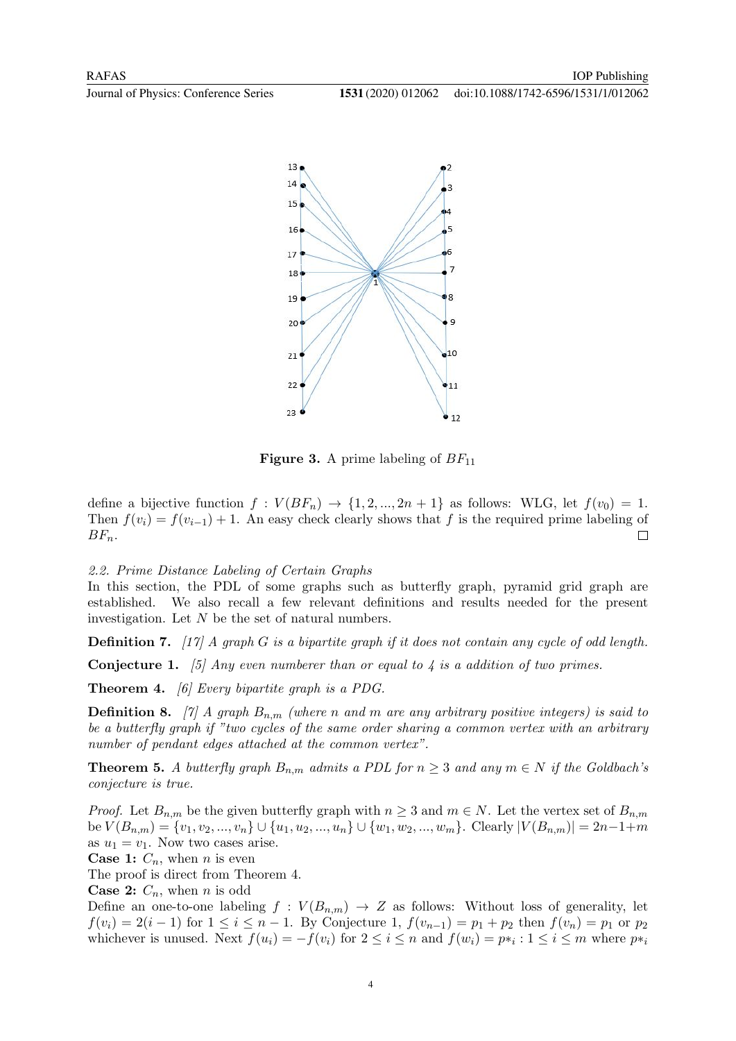**Figure 3.** A prime labeling of $BF_{11}$

define a bijective function $f : V(BF_n) \rightarrow \{1, 2, ..., 2n + 1\}$ as follows: WLG, let $f(v_0) = 1$. Then $f(v_i) = f(v_{i-1}) + 1$. An easy check clearly shows that $f$ is the required prime labeling of $BF_n$. □

### 2.2. Prime Distance Labeling of Certain Graphs

In this section, the PDL of some graphs such as butterfly graph, pyramid grid graph are established. We also recall a few relevant definitions and results needed for the present investigation. Let $N$ be the set of natural numbers.

**Definition 7.** *[17] A graph $G$ is a bipartite graph if it does not contain any cycle of odd length.*

**Conjecture 1.** *[5] Any even numberer than or equal to 4 is a addition of two primes.*

**Theorem 4.** *[6] Every bipartite graph is a PDG.*

**Definition 8.** *[7] A graph $B_{n,m}$ (where $n$ and $m$ are any arbitrary positive integers) is said to be a butterfly graph if "two cycles of the same order sharing a common vertex with an arbitrary number of pendant edges attached at the common vertex".*

**Theorem 5.** *A butterfly graph $B_{n,m}$ admits a PDL for $n \geq 3$ and any $m \in N$ if the Goldbach's conjecture is true.*

*Proof.* Let $B_{n,m}$ be the given butterfly graph with $n \geq 3$ and $m \in N$. Let the vertex set of $B_{n,m}$ be $V(B_{n,m}) = \{v_1, v_2, ..., v_n\} \cup \{u_1, u_2, ..., u_n\} \cup \{w_1, w_2, ..., w_m\}$. Clearly $|V(B_{n,m})| = 2n-1+m$ as $u_1 = v_1$. Now two cases arise.

**Case 1:** $C_n$, when $n$ is even

The proof is direct from Theorem 4.

**Case 2:** $C_n$, when $n$ is odd

Define an one-to-one labeling $f : V(B_{n,m}) \rightarrow Z$ as follows: Without loss of generality, let $f(v_i) = 2(i-1)$ for $1 \leq i \leq n-1$. By Conjecture 1, $f(v_{n-1}) = p_1 + p_2$ then $f(v_n) = p_1$ or $p_2$ whichever is unused. Next $f(u_i) = -f(v_i)$ for $2 \leq i \leq n$ and $f(w_i) = p*_i : 1 \leq i \leq m$ where $p*_i$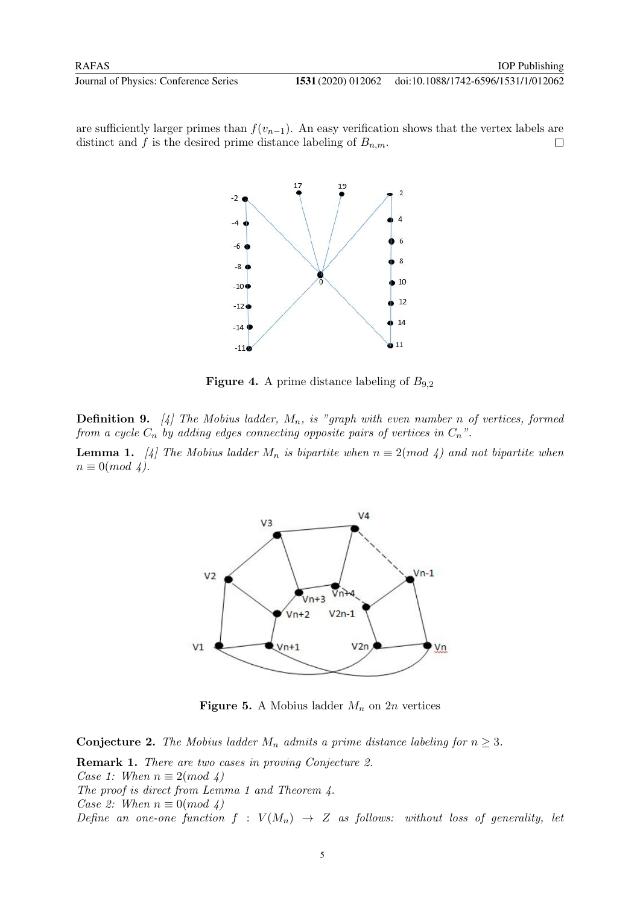are sufficiently larger primes than $f(v_{n-1})$. An easy verification shows that the vertex labels are distinct and $f$ is the desired prime distance labeling of $B_{n,m}$. □

**Figure 4.** A prime distance labeling of $B_{9,2}$

**Definition 9.** *[4] The Mobius ladder, $M_n$, is "graph with even number $n$ of vertices, formed from a cycle $C_n$ by adding edges connecting opposite pairs of vertices in $C_n$".*

**Lemma 1.** *[4] The Mobius ladder $M_n$ is bipartite when $n \equiv 2(mod\ 4)$ and not bipartite when $n \equiv 0(mod\ 4)$.*

**Figure 5.** A Mobius ladder $M_n$ on $2n$ vertices

**Conjecture 2.** *The Mobius ladder $M_n$ admits a prime distance labeling for $n \geq 3$.*

**Remark 1.** *There are two cases in proving Conjecture 2.*
*Case 1: When $n \equiv 2(mod\ 4)$*
*The proof is direct from Lemma 1 and Theorem 4.*
*Case 2: When $n \equiv 0(mod\ 4)$*
*Define an one-one function $f : V(M_n) \rightarrow Z$ as follows: without loss of generality, let*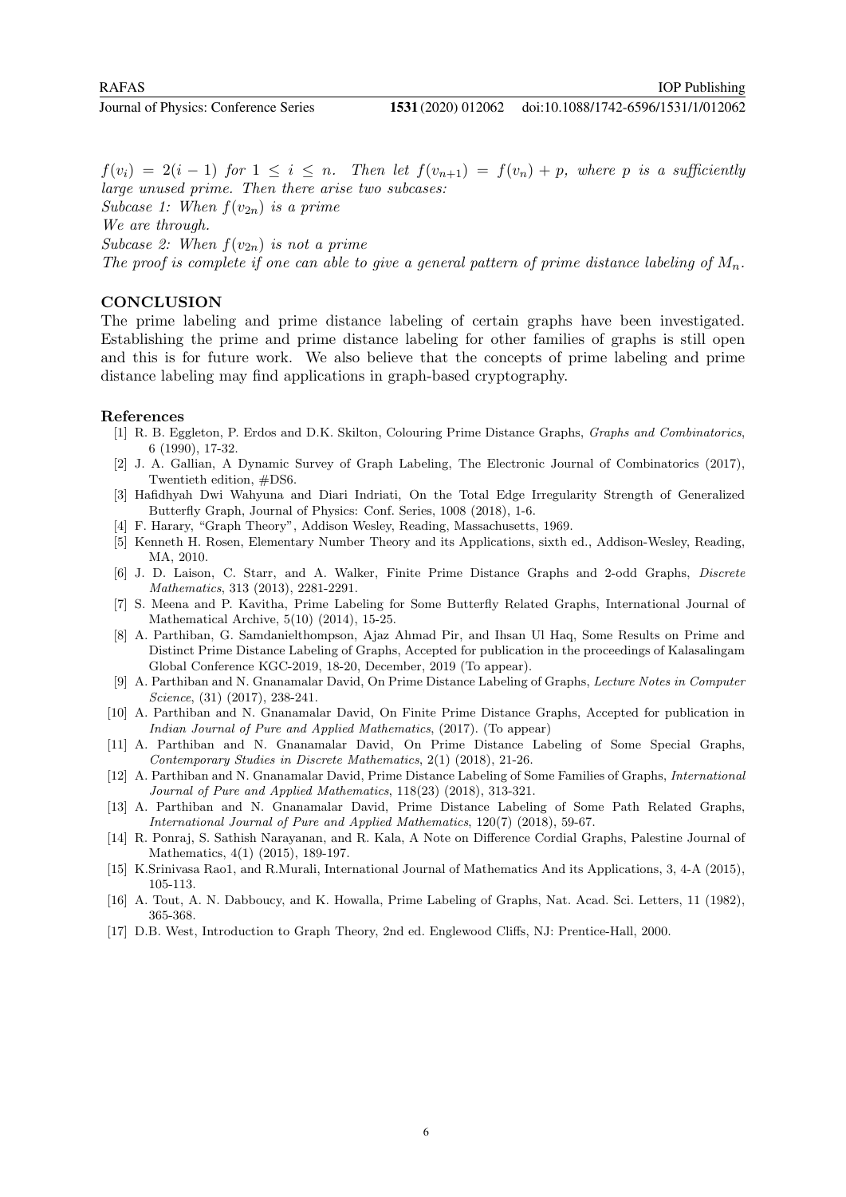*$f(v_i) = 2(i-1)$ for $1 \leq i \leq n$. Then let $f(v_{n+1}) = f(v_n) + p$, where $p$ is a sufficiently large unused prime. Then there arise two subcases:*
*Subcase 1: When $f(v_{2n})$ is a prime*
*We are through.*
*Subcase 2: When $f(v_{2n})$ is not a prime*
*The proof is complete if one can able to give a general pattern of prime distance labeling of $M_n$.*

## CONCLUSION

The prime labeling and prime distance labeling of certain graphs have been investigated. Establishing the prime and prime distance labeling for other families of graphs is still open and this is for future work. We also believe that the concepts of prime labeling and prime distance labeling may find applications in graph-based cryptography.

### References

[1] R. B. Eggleton, P. Erdos and D.K. Skilton, Colouring Prime Distance Graphs, *Graphs and Combinatorics*, 6 (1990), 17-32.

[2] J. A. Gallian, A Dynamic Survey of Graph Labeling, The Electronic Journal of Combinatorics (2017), Twentieth edition, #DS6.

[3] Hafidhyah Dwi Wahyuna and Diari Indriati, On the Total Edge Irregularity Strength of Generalized Butterfly Graph, Journal of Physics: Conf. Series, 1008 (2018), 1-6.

[4] F. Harary, "Graph Theory", Addison Wesley, Reading, Massachusetts, 1969.

[5] Kenneth H. Rosen, Elementary Number Theory and its Applications, sixth ed., Addison-Wesley, Reading, MA, 2010.

[6] J. D. Laison, C. Starr, and A. Walker, Finite Prime Distance Graphs and 2-odd Graphs, *Discrete Mathematics*, 313 (2013), 2281-2291.

[7] S. Meena and P. Kavitha, Prime Labeling for Some Butterfly Related Graphs, International Journal of Mathematical Archive, 5(10) (2014), 15-25.

[8] A. Parthiban, G. Samdanielthompson, Ajaz Ahmad Pir, and Ihsan Ul Haq, Some Results on Prime and Distinct Prime Distance Labeling of Graphs, Accepted for publication in the proceedings of Kalasalingam Global Conference KGC-2019, 18-20, December, 2019 (To appear).

[9] A. Parthiban and N. Gnanamalar David, On Prime Distance Labeling of Graphs, *Lecture Notes in Computer Science*, (31) (2017), 238-241.

[10] A. Parthiban and N. Gnanamalar David, On Finite Prime Distance Graphs, Accepted for publication in *Indian Journal of Pure and Applied Mathematics*, (2017). (To appear)

[11] A. Parthiban and N. Gnanamalar David, On Prime Distance Labeling of Some Special Graphs, *Contemporary Studies in Discrete Mathematics*, 2(1) (2018), 21-26.

[12] A. Parthiban and N. Gnanamalar David, Prime Distance Labeling of Some Families of Graphs, *International Journal of Pure and Applied Mathematics*, 118(23) (2018), 313-321.

[13] A. Parthiban and N. Gnanamalar David, Prime Distance Labeling of Some Path Related Graphs, *International Journal of Pure and Applied Mathematics*, 120(7) (2018), 59-67.

[14] R. Ponraj, S. Sathish Narayanan, and R. Kala, A Note on Difference Cordial Graphs, Palestine Journal of Mathematics, 4(1) (2015), 189-197.

[15] K.Srinivasa Rao1, and R.Murali, International Journal of Mathematics And its Applications, 3, 4-A (2015), 105-113.

[16] A. Tout, A. N. Dabboucy, and K. Howalla, Prime Labeling of Graphs, Nat. Acad. Sci. Letters, 11 (1982), 365-368.

[17] D.B. West, Introduction to Graph Theory, 2nd ed. Englewood Cliffs, NJ: Prentice-Hall, 2000.